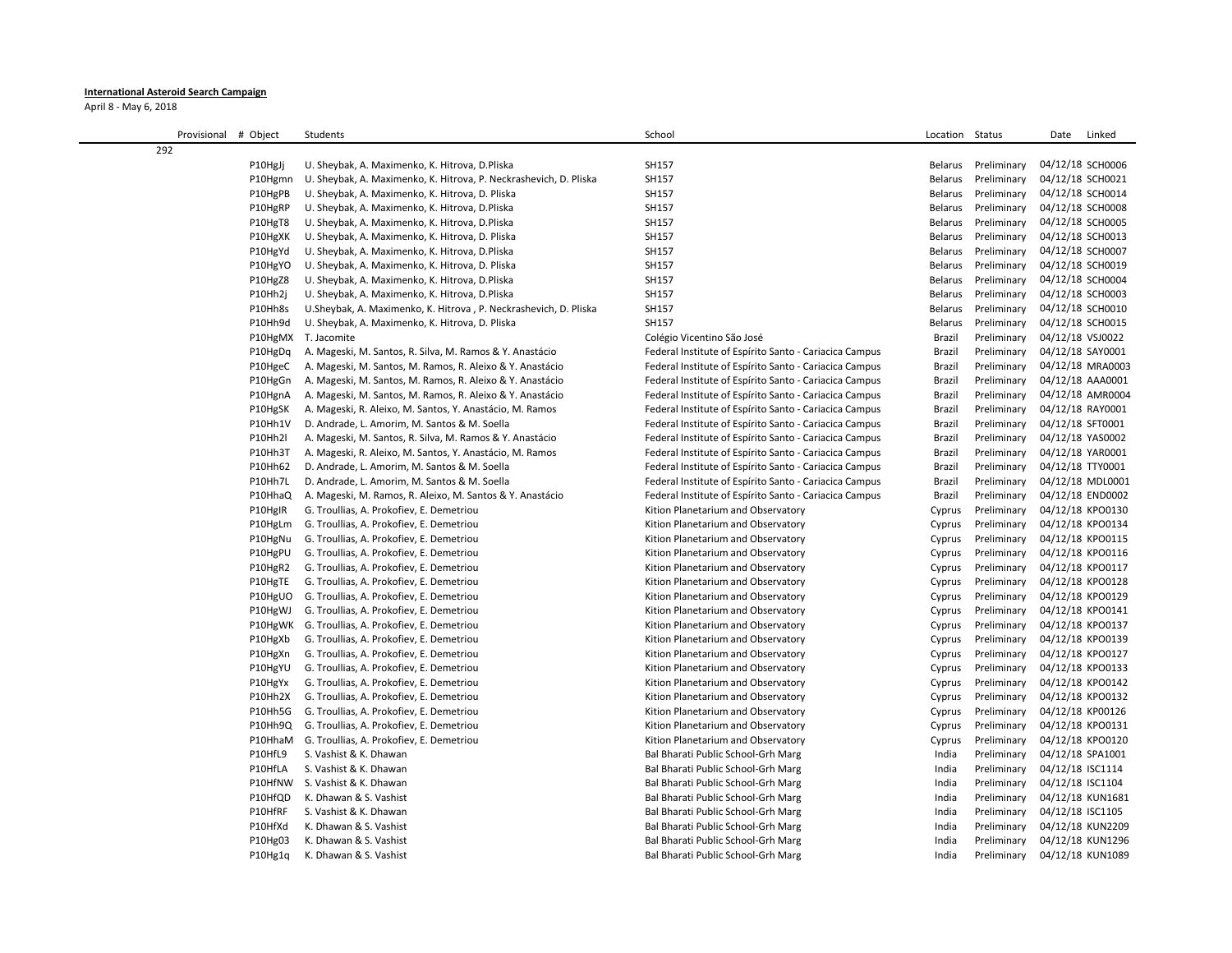**International Asteroid Search Campaign**

April 8 - May 6, 2018

| Provisional | # Object | Students | School | Location | Status | Date | Linked |
|---|---|---|---|---|---|---|---|
| 292 | | | | | | | |
| | P10HgJj | U. Sheybak, A. Maximenko, K. Hitrova, D.Pliska | SH157 | Belarus | Preliminary | 04/12/18 | SCH0006 |
| | P10Hgmn | U. Sheybak, A. Maximenko, K. Hitrova, P. Neckrashevich, D. Pliska | SH157 | Belarus | Preliminary | 04/12/18 | SCH0021 |
| | P10HgPB | U. Sheybak, A. Maximenko, K. Hitrova, D. Pliska | SH157 | Belarus | Preliminary | 04/12/18 | SCH0014 |
| | P10HgRP | U. Sheybak, A. Maximenko, K. Hitrova, D.Pliska | SH157 | Belarus | Preliminary | 04/12/18 | SCH0008 |
| | P10HgT8 | U. Sheybak, A. Maximenko, K. Hitrova, D.Pliska | SH157 | Belarus | Preliminary | 04/12/18 | SCH0005 |
| | P10HgXK | U. Sheybak, A. Maximenko, K. Hitrova, D. Pliska | SH157 | Belarus | Preliminary | 04/12/18 | SCH0013 |
| | P10HgYd | U. Sheybak, A. Maximenko, K. Hitrova, D.Pliska | SH157 | Belarus | Preliminary | 04/12/18 | SCH0007 |
| | P10HgYO | U. Sheybak, A. Maximenko, K. Hitrova, D. Pliska | SH157 | Belarus | Preliminary | 04/12/18 | SCH0019 |
| | P10HgZ8 | U. Sheybak, A. Maximenko, K. Hitrova, D.Pliska | SH157 | Belarus | Preliminary | 04/12/18 | SCH0004 |
| | P10Hh2j | U. Sheybak, A. Maximenko, K. Hitrova, D.Pliska | SH157 | Belarus | Preliminary | 04/12/18 | SCH0003 |
| | P10Hh8s | U.Sheybak, A. Maximenko, K. Hitrova , P. Neckrashevich, D. Pliska | SH157 | Belarus | Preliminary | 04/12/18 | SCH0010 |
| | P10Hh9d | U. Sheybak, A. Maximenko, K. Hitrova, D. Pliska | SH157 | Belarus | Preliminary | 04/12/18 | SCH0015 |
| | P10HgMX | T. Jacomite | Colégio Vicentino São José | Brazil | Preliminary | 04/12/18 | VSJ0022 |
| | P10HgDq | A. Mageski, M. Santos, R. Silva, M. Ramos & Y. Anastácio | Federal Institute of Espírito Santo - Cariacica Campus | Brazil | Preliminary | 04/12/18 | SAY0001 |
| | P10HgeC | A. Mageski, M. Santos, M. Ramos, R. Aleixo & Y. Anastácio | Federal Institute of Espírito Santo - Cariacica Campus | Brazil | Preliminary | 04/12/18 | MRA0003 |
| | P10HgGn | A. Mageski, M. Santos, M. Ramos, R. Aleixo & Y. Anastácio | Federal Institute of Espírito Santo - Cariacica Campus | Brazil | Preliminary | 04/12/18 | AAA0001 |
| | P10HgnA | A. Mageski, M. Santos, M. Ramos, R. Aleixo & Y. Anastácio | Federal Institute of Espírito Santo - Cariacica Campus | Brazil | Preliminary | 04/12/18 | AMR0004 |
| | P10HgSK | A. Mageski, R. Aleixo, M. Santos, Y. Anastácio, M. Ramos | Federal Institute of Espírito Santo - Cariacica Campus | Brazil | Preliminary | 04/12/18 | RAY0001 |
| | P10Hh1V | D. Andrade, L. Amorim, M. Santos & M. Soella | Federal Institute of Espírito Santo - Cariacica Campus | Brazil | Preliminary | 04/12/18 | SFT0001 |
| | P10Hh2l | A. Mageski, M. Santos, R. Silva, M. Ramos & Y. Anastácio | Federal Institute of Espírito Santo - Cariacica Campus | Brazil | Preliminary | 04/12/18 | YAS0002 |
| | P10Hh3T | A. Mageski, R. Aleixo, M. Santos, Y. Anastácio, M. Ramos | Federal Institute of Espírito Santo - Cariacica Campus | Brazil | Preliminary | 04/12/18 | YAR0001 |
| | P10Hh62 | D. Andrade, L. Amorim, M. Santos & M. Soella | Federal Institute of Espírito Santo - Cariacica Campus | Brazil | Preliminary | 04/12/18 | TTY0001 |
| | P10Hh7L | D. Andrade, L. Amorim, M. Santos & M. Soella | Federal Institute of Espírito Santo - Cariacica Campus | Brazil | Preliminary | 04/12/18 | MDL0001 |
| | P10HhaQ | A. Mageski, M. Ramos, R. Aleixo, M. Santos & Y. Anastácio | Federal Institute of Espírito Santo - Cariacica Campus | Brazil | Preliminary | 04/12/18 | END0002 |
| | P10HgIR | G. Troullias, A. Prokofiev, E. Demetriou | Kition Planetarium and Observatory | Cyprus | Preliminary | 04/12/18 | KPO0130 |
| | P10HgLm | G. Troullias, A. Prokofiev, E. Demetriou | Kition Planetarium and Observatory | Cyprus | Preliminary | 04/12/18 | KPO0134 |
| | P10HgNu | G. Troullias, A. Prokofiev, E. Demetriou | Kition Planetarium and Observatory | Cyprus | Preliminary | 04/12/18 | KPO0115 |
| | P10HgPU | G. Troullias, A. Prokofiev, E. Demetriou | Kition Planetarium and Observatory | Cyprus | Preliminary | 04/12/18 | KPO0116 |
| | P10HgR2 | G. Troullias, A. Prokofiev, E. Demetriou | Kition Planetarium and Observatory | Cyprus | Preliminary | 04/12/18 | KPO0117 |
| | P10HgTE | G. Troullias, A. Prokofiev, E. Demetriou | Kition Planetarium and Observatory | Cyprus | Preliminary | 04/12/18 | KPO0128 |
| | P10HgUO | G. Troullias, A. Prokofiev, E. Demetriou | Kition Planetarium and Observatory | Cyprus | Preliminary | 04/12/18 | KPO0129 |
| | P10HgWJ | G. Troullias, A. Prokofiev, E. Demetriou | Kition Planetarium and Observatory | Cyprus | Preliminary | 04/12/18 | KPO0141 |
| | P10HgWK | G. Troullias, A. Prokofiev, E. Demetriou | Kition Planetarium and Observatory | Cyprus | Preliminary | 04/12/18 | KPO0137 |
| | P10HgXb | G. Troullias, A. Prokofiev, E. Demetriou | Kition Planetarium and Observatory | Cyprus | Preliminary | 04/12/18 | KPO0139 |
| | P10HgXn | G. Troullias, A. Prokofiev, E. Demetriou | Kition Planetarium and Observatory | Cyprus | Preliminary | 04/12/18 | KPO0127 |
| | P10HgYU | G. Troullias, A. Prokofiev, E. Demetriou | Kition Planetarium and Observatory | Cyprus | Preliminary | 04/12/18 | KPO0133 |
| | P10HgYx | G. Troullias, A. Prokofiev, E. Demetriou | Kition Planetarium and Observatory | Cyprus | Preliminary | 04/12/18 | KPO0142 |
| | P10Hh2X | G. Troullias, A. Prokofiev, E. Demetriou | Kition Planetarium and Observatory | Cyprus | Preliminary | 04/12/18 | KPO0132 |
| | P10Hh5G | G. Troullias, A. Prokofiev, E. Demetriou | Kition Planetarium and Observatory | Cyprus | Preliminary | 04/12/18 | KP00126 |
| | P10Hh9Q | G. Troullias, A. Prokofiev, E. Demetriou | Kition Planetarium and Observatory | Cyprus | Preliminary | 04/12/18 | KPO0131 |
| | P10HhaM | G. Troullias, A. Prokofiev, E. Demetriou | Kition Planetarium and Observatory | Cyprus | Preliminary | 04/12/18 | KPO0120 |
| | P10HfL9 | S. Vashist & K. Dhawan | Bal Bharati Public School-Grh Marg | India | Preliminary | 04/12/18 | SPA1001 |
| | P10HfLA | S. Vashist & K. Dhawan | Bal Bharati Public School-Grh Marg | India | Preliminary | 04/12/18 | ISC1114 |
| | P10HfNW | S. Vashist & K. Dhawan | Bal Bharati Public School-Grh Marg | India | Preliminary | 04/12/18 | ISC1104 |
| | P10HfQD | K. Dhawan & S. Vashist | Bal Bharati Public School-Grh Marg | India | Preliminary | 04/12/18 | KUN1681 |
| | P10HfRF | S. Vashist & K. Dhawan | Bal Bharati Public School-Grh Marg | India | Preliminary | 04/12/18 | ISC1105 |
| | P10HfXd | K. Dhawan & S. Vashist | Bal Bharati Public School-Grh Marg | India | Preliminary | 04/12/18 | KUN2209 |
| | P10Hg03 | K. Dhawan & S. Vashist | Bal Bharati Public School-Grh Marg | India | Preliminary | 04/12/18 | KUN1296 |
| | P10Hg1q | K. Dhawan & S. Vashist | Bal Bharati Public School-Grh Marg | India | Preliminary | 04/12/18 | KUN1089 |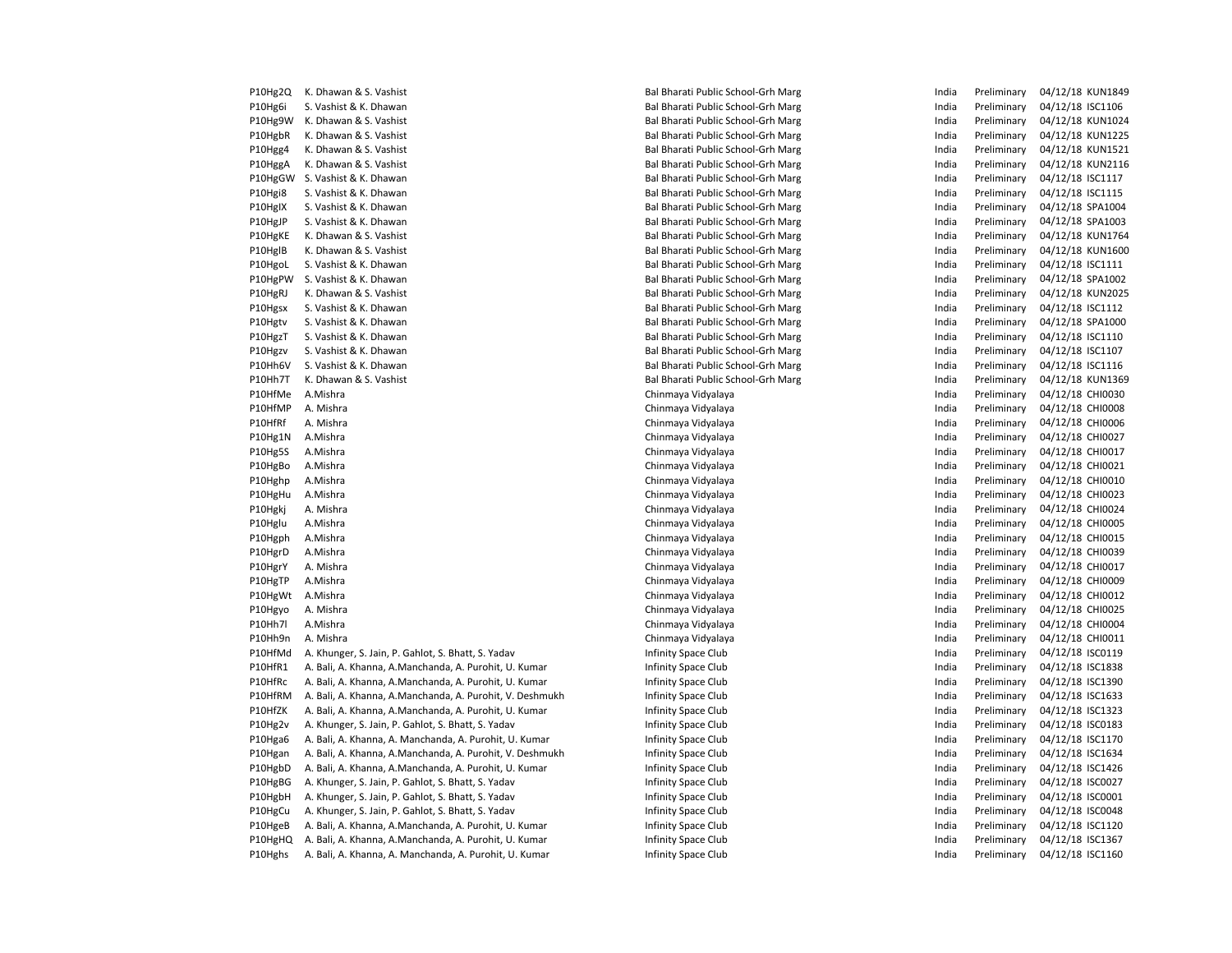| | | | | | | |
|---|---|---|---|---|---|---|
| P10Hg2Q | K. Dhawan & S. Vashist | Bal Bharati Public School-Grh Marg | India | Preliminary | 04/12/18 | KUN1849 |
| P10Hg6i | S. Vashist & K. Dhawan | Bal Bharati Public School-Grh Marg | India | Preliminary | 04/12/18 | ISC1106 |
| P10Hg9W | K. Dhawan & S. Vashist | Bal Bharati Public School-Grh Marg | India | Preliminary | 04/12/18 | KUN1024 |
| P10HgbR | K. Dhawan & S. Vashist | Bal Bharati Public School-Grh Marg | India | Preliminary | 04/12/18 | KUN1225 |
| P10Hgg4 | K. Dhawan & S. Vashist | Bal Bharati Public School-Grh Marg | India | Preliminary | 04/12/18 | KUN1521 |
| P10HggA | K. Dhawan & S. Vashist | Bal Bharati Public School-Grh Marg | India | Preliminary | 04/12/18 | KUN2116 |
| P10HgGW | S. Vashist & K. Dhawan | Bal Bharati Public School-Grh Marg | India | Preliminary | 04/12/18 | ISC1117 |
| P10Hgi8 | S. Vashist & K. Dhawan | Bal Bharati Public School-Grh Marg | India | Preliminary | 04/12/18 | ISC1115 |
| P10HglX | S. Vashist & K. Dhawan | Bal Bharati Public School-Grh Marg | India | Preliminary | 04/12/18 | SPA1004 |
| P10HgJP | S. Vashist & K. Dhawan | Bal Bharati Public School-Grh Marg | India | Preliminary | 04/12/18 | SPA1003 |
| P10HgKE | K. Dhawan & S. Vashist | Bal Bharati Public School-Grh Marg | India | Preliminary | 04/12/18 | KUN1764 |
| P10HglB | K. Dhawan & S. Vashist | Bal Bharati Public School-Grh Marg | India | Preliminary | 04/12/18 | KUN1600 |
| P10HgoL | S. Vashist & K. Dhawan | Bal Bharati Public School-Grh Marg | India | Preliminary | 04/12/18 | ISC1111 |
| P10HgPW | S. Vashist & K. Dhawan | Bal Bharati Public School-Grh Marg | India | Preliminary | 04/12/18 | SPA1002 |
| P10HgRJ | K. Dhawan & S. Vashist | Bal Bharati Public School-Grh Marg | India | Preliminary | 04/12/18 | KUN2025 |
| P10Hgsx | S. Vashist & K. Dhawan | Bal Bharati Public School-Grh Marg | India | Preliminary | 04/12/18 | ISC1112 |
| P10Hgtv | S. Vashist & K. Dhawan | Bal Bharati Public School-Grh Marg | India | Preliminary | 04/12/18 | SPA1000 |
| P10HgzT | S. Vashist & K. Dhawan | Bal Bharati Public School-Grh Marg | India | Preliminary | 04/12/18 | ISC1110 |
| P10Hgzv | S. Vashist & K. Dhawan | Bal Bharati Public School-Grh Marg | India | Preliminary | 04/12/18 | ISC1107 |
| P10Hh6V | S. Vashist & K. Dhawan | Bal Bharati Public School-Grh Marg | India | Preliminary | 04/12/18 | ISC1116 |
| P10Hh7T | K. Dhawan & S. Vashist | Bal Bharati Public School-Grh Marg | India | Preliminary | 04/12/18 | KUN1369 |
| P10HfMe | A.Mishra | Chinmaya Vidyalaya | India | Preliminary | 04/12/18 | CHI0030 |
| P10HfMP | A. Mishra | Chinmaya Vidyalaya | India | Preliminary | 04/12/18 | CHI0008 |
| P10HfRf | A. Mishra | Chinmaya Vidyalaya | India | Preliminary | 04/12/18 | CHI0006 |
| P10Hg1N | A.Mishra | Chinmaya Vidyalaya | India | Preliminary | 04/12/18 | CHI0027 |
| P10Hg5S | A.Mishra | Chinmaya Vidyalaya | India | Preliminary | 04/12/18 | CHI0017 |
| P10HgBo | A.Mishra | Chinmaya Vidyalaya | India | Preliminary | 04/12/18 | CHI0021 |
| P10Hghp | A.Mishra | Chinmaya Vidyalaya | India | Preliminary | 04/12/18 | CHI0010 |
| P10HgHu | A.Mishra | Chinmaya Vidyalaya | India | Preliminary | 04/12/18 | CHI0023 |
| P10Hgkj | A. Mishra | Chinmaya Vidyalaya | India | Preliminary | 04/12/18 | CHI0024 |
| P10Hglu | A.Mishra | Chinmaya Vidyalaya | India | Preliminary | 04/12/18 | CHI0005 |
| P10Hgph | A.Mishra | Chinmaya Vidyalaya | India | Preliminary | 04/12/18 | CHI0015 |
| P10HgrD | A.Mishra | Chinmaya Vidyalaya | India | Preliminary | 04/12/18 | CHI0039 |
| P10HgrY | A. Mishra | Chinmaya Vidyalaya | India | Preliminary | 04/12/18 | CHI0017 |
| P10HgTP | A.Mishra | Chinmaya Vidyalaya | India | Preliminary | 04/12/18 | CHI0009 |
| P10HgWt | A.Mishra | Chinmaya Vidyalaya | India | Preliminary | 04/12/18 | CHI0012 |
| P10Hgyo | A. Mishra | Chinmaya Vidyalaya | India | Preliminary | 04/12/18 | CHI0025 |
| P10Hh7l | A.Mishra | Chinmaya Vidyalaya | India | Preliminary | 04/12/18 | CHI0004 |
| P10Hh9n | A. Mishra | Chinmaya Vidyalaya | India | Preliminary | 04/12/18 | CHI0011 |
| P10HfMd | A. Khunger, S. Jain, P. Gahlot, S. Bhatt, S. Yadav | Infinity Space Club | India | Preliminary | 04/12/18 | ISC0119 |
| P10HfR1 | A. Bali, A. Khanna, A.Manchanda, A. Purohit, U. Kumar | Infinity Space Club | India | Preliminary | 04/12/18 | ISC1838 |
| P10HfRc | A. Bali, A. Khanna, A.Manchanda, A. Purohit, U. Kumar | Infinity Space Club | India | Preliminary | 04/12/18 | ISC1390 |
| P10HfRM | A. Bali, A. Khanna, A.Manchanda, A. Purohit, V. Deshmukh | Infinity Space Club | India | Preliminary | 04/12/18 | ISC1633 |
| P10HfZK | A. Bali, A. Khanna, A.Manchanda, A. Purohit, U. Kumar | Infinity Space Club | India | Preliminary | 04/12/18 | ISC1323 |
| P10Hg2v | A. Khunger, S. Jain, P. Gahlot, S. Bhatt, S. Yadav | Infinity Space Club | India | Preliminary | 04/12/18 | ISC0183 |
| P10Hga6 | A. Bali, A. Khanna, A. Manchanda, A. Purohit, U. Kumar | Infinity Space Club | India | Preliminary | 04/12/18 | ISC1170 |
| P10Hgan | A. Bali, A. Khanna, A.Manchanda, A. Purohit, V. Deshmukh | Infinity Space Club | India | Preliminary | 04/12/18 | ISC1634 |
| P10HgbD | A. Bali, A. Khanna, A.Manchanda, A. Purohit, U. Kumar | Infinity Space Club | India | Preliminary | 04/12/18 | ISC1426 |
| P10HgBG | A. Khunger, S. Jain, P. Gahlot, S. Bhatt, S. Yadav | Infinity Space Club | India | Preliminary | 04/12/18 | ISC0027 |
| P10HgbH | A. Khunger, S. Jain, P. Gahlot, S. Bhatt, S. Yadav | Infinity Space Club | India | Preliminary | 04/12/18 | ISC0001 |
| P10HgCu | A. Khunger, S. Jain, P. Gahlot, S. Bhatt, S. Yadav | Infinity Space Club | India | Preliminary | 04/12/18 | ISC0048 |
| P10HgeB | A. Bali, A. Khanna, A.Manchanda, A. Purohit, U. Kumar | Infinity Space Club | India | Preliminary | 04/12/18 | ISC1120 |
| P10HgHQ | A. Bali, A. Khanna, A.Manchanda, A. Purohit, U. Kumar | Infinity Space Club | India | Preliminary | 04/12/18 | ISC1367 |
| P10Hghs | A. Bali, A. Khanna, A. Manchanda, A. Purohit, U. Kumar | Infinity Space Club | India | Preliminary | 04/12/18 | ISC1160 |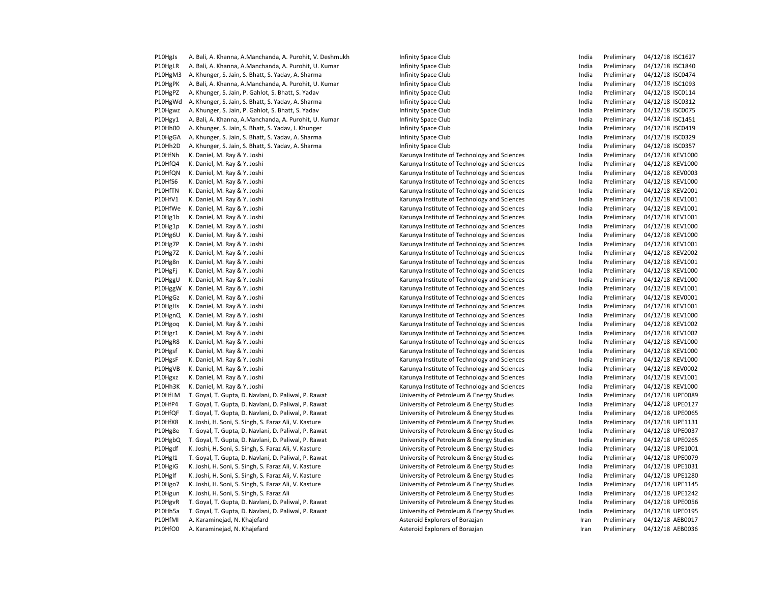| | | | | | | |
|---|---|---|---|---|---|---|
| P10HgJs | A. Bali, A. Khanna, A.Manchanda, A. Purohit, V. Deshmukh | Infinity Space Club | India | Preliminary | 04/12/18 | ISC1627 |
| P10HgLR | A. Bali, A. Khanna, A.Manchanda, A. Purohit, U. Kumar | Infinity Space Club | India | Preliminary | 04/12/18 | ISC1840 |
| P10HgM3 | A. Khunger, S. Jain, S. Bhatt, S. Yadav, A. Sharma | Infinity Space Club | India | Preliminary | 04/12/18 | ISC0474 |
| P10HgPK | A. Bali, A. Khanna, A.Manchanda, A. Purohit, U. Kumar | Infinity Space Club | India | Preliminary | 04/12/18 | ISC1093 |
| P10HgPZ | A. Khunger, S. Jain, P. Gahlot, S. Bhatt, S. Yadav | Infinity Space Club | India | Preliminary | 04/12/18 | ISC0114 |
| P10HgWd | A. Khunger, S. Jain, S. Bhatt, S. Yadav, A. Sharma | Infinity Space Club | India | Preliminary | 04/12/18 | ISC0312 |
| P10Hgwz | A. Khunger, S. Jain, P. Gahlot, S. Bhatt, S. Yadav | Infinity Space Club | India | Preliminary | 04/12/18 | ISC0075 |
| P10Hgy1 | A. Bali, A. Khanna, A.Manchanda, A. Purohit, U. Kumar | Infinity Space Club | India | Preliminary | 04/12/18 | ISC1451 |
| P10Hh00 | A. Khunger, S. Jain, S. Bhatt, S. Yadav, I. Khunger | Infinity Space Club | India | Preliminary | 04/12/18 | ISC0419 |
| P10HgGA | A. Khunger, S. Jain, S. Bhatt, S. Yadav, A. Sharma | Infinity Space Club | India | Preliminary | 04/12/18 | ISC0329 |
| P10Hh2D | A. Khunger, S. Jain, S. Bhatt, S. Yadav, A. Sharma | Infinity Space Club | India | Preliminary | 04/12/18 | ISC0357 |
| P10HfNh | K. Daniel, M. Ray & Y. Joshi | Karunya Institute of Technology and Sciences | India | Preliminary | 04/12/18 | KEV1000 |
| P10HfQ4 | K. Daniel, M. Ray & Y. Joshi | Karunya Institute of Technology and Sciences | India | Preliminary | 04/12/18 | KEV1000 |
| P10HfQN | K. Daniel, M. Ray & Y. Joshi | Karunya Institute of Technology and Sciences | India | Preliminary | 04/12/18 | KEV0003 |
| P10HfS6 | K. Daniel, M. Ray & Y. Joshi | Karunya Institute of Technology and Sciences | India | Preliminary | 04/12/18 | KEV1000 |
| P10HfTN | K. Daniel, M. Ray & Y. Joshi | Karunya Institute of Technology and Sciences | India | Preliminary | 04/12/18 | KEV2001 |
| P10HfV1 | K. Daniel, M. Ray & Y. Joshi | Karunya Institute of Technology and Sciences | India | Preliminary | 04/12/18 | KEV1001 |
| P10HfWe | K. Daniel, M. Ray & Y. Joshi | Karunya Institute of Technology and Sciences | India | Preliminary | 04/12/18 | KEV1001 |
| P10Hg1b | K. Daniel, M. Ray & Y. Joshi | Karunya Institute of Technology and Sciences | India | Preliminary | 04/12/18 | KEV1001 |
| P10Hg1p | K. Daniel, M. Ray & Y. Joshi | Karunya Institute of Technology and Sciences | India | Preliminary | 04/12/18 | KEV1000 |
| P10Hg6U | K. Daniel, M. Ray & Y. Joshi | Karunya Institute of Technology and Sciences | India | Preliminary | 04/12/18 | KEV1000 |
| P10Hg7P | K. Daniel, M. Ray & Y. Joshi | Karunya Institute of Technology and Sciences | India | Preliminary | 04/12/18 | KEV1001 |
| P10Hg7Z | K. Daniel, M. Ray & Y. Joshi | Karunya Institute of Technology and Sciences | India | Preliminary | 04/12/18 | KEV2002 |
| P10Hg8n | K. Daniel, M. Ray & Y. Joshi | Karunya Institute of Technology and Sciences | India | Preliminary | 04/12/18 | KEV1001 |
| P10HgFj | K. Daniel, M. Ray & Y. Joshi | Karunya Institute of Technology and Sciences | India | Preliminary | 04/12/18 | KEV1000 |
| P10HggU | K. Daniel, M. Ray & Y. Joshi | Karunya Institute of Technology and Sciences | India | Preliminary | 04/12/18 | KEV1000 |
| P10HggW | K. Daniel, M. Ray & Y. Joshi | Karunya Institute of Technology and Sciences | India | Preliminary | 04/12/18 | KEV1001 |
| P10HgGz | K. Daniel, M. Ray & Y. Joshi | Karunya Institute of Technology and Sciences | India | Preliminary | 04/12/18 | KEV0001 |
| P10HgHs | K. Daniel, M. Ray & Y. Joshi | Karunya Institute of Technology and Sciences | India | Preliminary | 04/12/18 | KEV1001 |
| P10HgnQ | K. Daniel, M. Ray & Y. Joshi | Karunya Institute of Technology and Sciences | India | Preliminary | 04/12/18 | KEV1000 |
| P10Hgoq | K. Daniel, M. Ray & Y. Joshi | Karunya Institute of Technology and Sciences | India | Preliminary | 04/12/18 | KEV1002 |
| P10Hgr1 | K. Daniel, M. Ray & Y. Joshi | Karunya Institute of Technology and Sciences | India | Preliminary | 04/12/18 | KEV1002 |
| P10HgR8 | K. Daniel, M. Ray & Y. Joshi | Karunya Institute of Technology and Sciences | India | Preliminary | 04/12/18 | KEV1000 |
| P10Hgsf | K. Daniel, M. Ray & Y. Joshi | Karunya Institute of Technology and Sciences | India | Preliminary | 04/12/18 | KEV1000 |
| P10HgsF | K. Daniel, M. Ray & Y. Joshi | Karunya Institute of Technology and Sciences | India | Preliminary | 04/12/18 | KEV1000 |
| P10HgVB | K. Daniel, M. Ray & Y. Joshi | Karunya Institute of Technology and Sciences | India | Preliminary | 04/12/18 | KEV0002 |
| P10Hgxz | K. Daniel, M. Ray & Y. Joshi | Karunya Institute of Technology and Sciences | India | Preliminary | 04/12/18 | KEV1001 |
| P10Hh3K | K. Daniel, M. Ray & Y. Joshi | Karunya Institute of Technology and Sciences | India | Preliminary | 04/12/18 | KEV1000 |
| P10HfLM | T. Goyal, T. Gupta, D. Navlani, D. Paliwal, P. Rawat | University of Petroleum & Energy Studies | India | Preliminary | 04/12/18 | UPE0089 |
| P10HfP4 | T. Goyal, T. Gupta, D. Navlani, D. Paliwal, P. Rawat | University of Petroleum & Energy Studies | India | Preliminary | 04/12/18 | UPE0127 |
| P10HfQF | T. Goyal, T. Gupta, D. Navlani, D. Paliwal, P. Rawat | University of Petroleum & Energy Studies | India | Preliminary | 04/12/18 | UPE0065 |
| P10HfX8 | K. Joshi, H. Soni, S. Singh, S. Faraz Ali, V. Kasture | University of Petroleum & Energy Studies | India | Preliminary | 04/12/18 | UPE1131 |
| P10Hg8e | T. Goyal, T. Gupta, D. Navlani, D. Paliwal, P. Rawat | University of Petroleum & Energy Studies | India | Preliminary | 04/12/18 | UPE0037 |
| P10HgbQ | T. Goyal, T. Gupta, D. Navlani, D. Paliwal, P. Rawat | University of Petroleum & Energy Studies | India | Preliminary | 04/12/18 | UPE0265 |
| P10Hgdf | K. Joshi, H. Soni, S. Singh, S. Faraz Ali, V. Kasture | University of Petroleum & Energy Studies | India | Preliminary | 04/12/18 | UPE1001 |
| P10HgI1 | T. Goyal, T. Gupta, D. Navlani, D. Paliwal, P. Rawat | University of Petroleum & Energy Studies | India | Preliminary | 04/12/18 | UPE0079 |
| P10HgiG | K. Joshi, H. Soni, S. Singh, S. Faraz Ali, V. Kasture | University of Petroleum & Energy Studies | India | Preliminary | 04/12/18 | UPE1031 |
| P10Hglf | K. Joshi, H. Soni, S. Singh, S. Faraz Ali, V. Kasture | University of Petroleum & Energy Studies | India | Preliminary | 04/12/18 | UPE1280 |
| P10Hgo7 | K. Joshi, H. Soni, S. Singh, S. Faraz Ali, V. Kasture | University of Petroleum & Energy Studies | India | Preliminary | 04/12/18 | UPE1145 |
| P10Hgun | K. Joshi, H. Soni, S. Singh, S. Faraz Ali | University of Petroleum & Energy Studies | India | Preliminary | 04/12/18 | UPE1242 |
| P10HgvR | T. Goyal, T. Gupta, D. Navlani, D. Paliwal, P. Rawat | University of Petroleum & Energy Studies | India | Preliminary | 04/12/18 | UPE0056 |
| P10Hh5a | T. Goyal, T. Gupta, D. Navlani, D. Paliwal, P. Rawat | University of Petroleum & Energy Studies | India | Preliminary | 04/12/18 | UPE0195 |
| P10HfMI | A. Karaminejad, N. Khajefard | Asteroid Explorers of Borazjan | Iran | Preliminary | 04/12/18 | AEB0017 |
| P10HfO0 | A. Karaminejad, N. Khajefard | Asteroid Explorers of Borazjan | Iran | Preliminary | 04/12/18 | AEB0036 |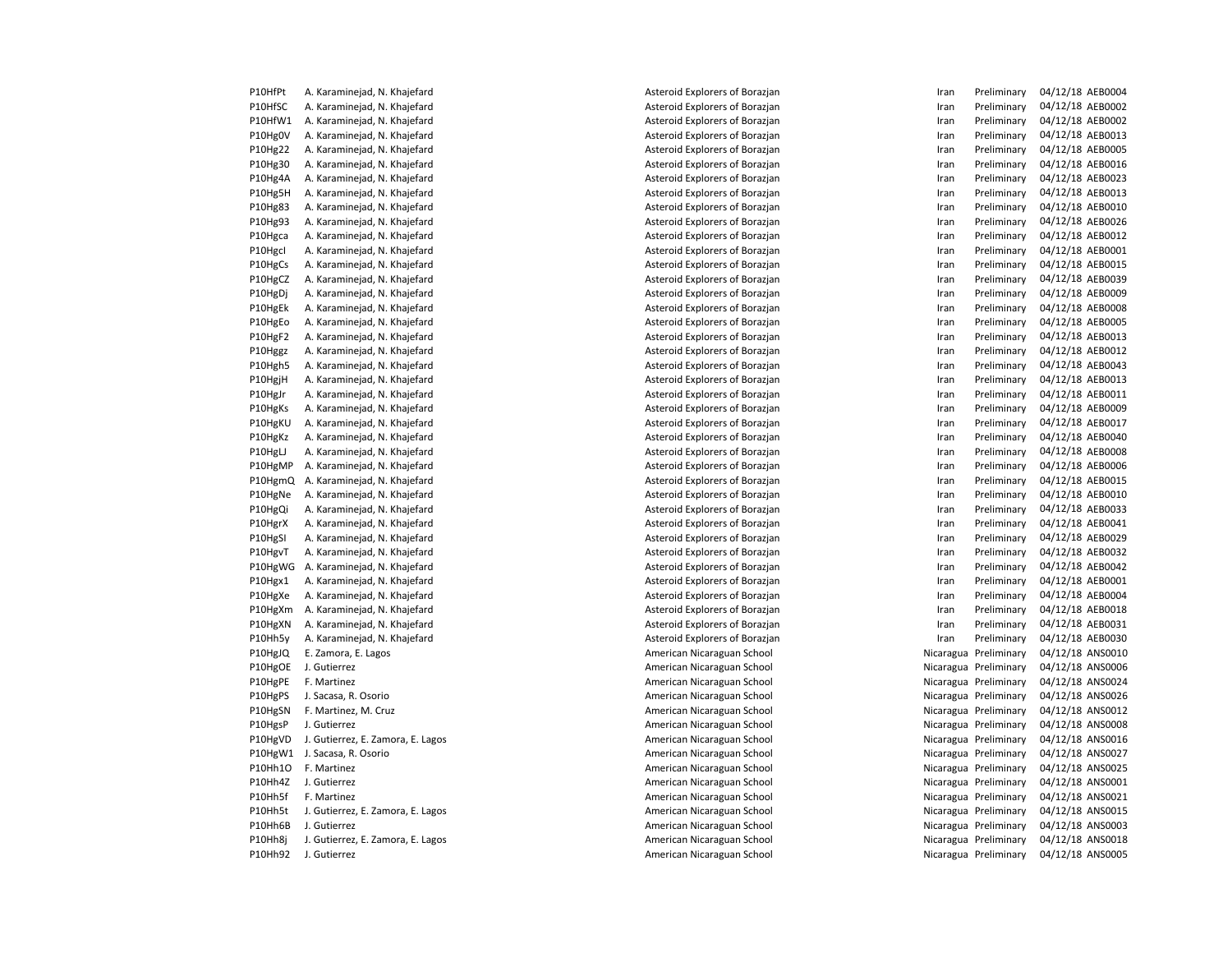| | | | | | | |
|---|---|---|---|---|---|---|
| P10HfPt | A. Karaminejad, N. Khajefard | Asteroid Explorers of Borazjan | Iran | Preliminary | 04/12/18 | AEB0004 |
| P10HfSC | A. Karaminejad, N. Khajefard | Asteroid Explorers of Borazjan | Iran | Preliminary | 04/12/18 | AEB0002 |
| P10HfW1 | A. Karaminejad, N. Khajefard | Asteroid Explorers of Borazjan | Iran | Preliminary | 04/12/18 | AEB0002 |
| P10Hg0V | A. Karaminejad, N. Khajefard | Asteroid Explorers of Borazjan | Iran | Preliminary | 04/12/18 | AEB0013 |
| P10Hg22 | A. Karaminejad, N. Khajefard | Asteroid Explorers of Borazjan | Iran | Preliminary | 04/12/18 | AEB0005 |
| P10Hg30 | A. Karaminejad, N. Khajefard | Asteroid Explorers of Borazjan | Iran | Preliminary | 04/12/18 | AEB0016 |
| P10Hg4A | A. Karaminejad, N. Khajefard | Asteroid Explorers of Borazjan | Iran | Preliminary | 04/12/18 | AEB0023 |
| P10Hg5H | A. Karaminejad, N. Khajefard | Asteroid Explorers of Borazjan | Iran | Preliminary | 04/12/18 | AEB0013 |
| P10Hg83 | A. Karaminejad, N. Khajefard | Asteroid Explorers of Borazjan | Iran | Preliminary | 04/12/18 | AEB0010 |
| P10Hg93 | A. Karaminejad, N. Khajefard | Asteroid Explorers of Borazjan | Iran | Preliminary | 04/12/18 | AEB0026 |
| P10Hgca | A. Karaminejad, N. Khajefard | Asteroid Explorers of Borazjan | Iran | Preliminary | 04/12/18 | AEB0012 |
| P10HgcI | A. Karaminejad, N. Khajefard | Asteroid Explorers of Borazjan | Iran | Preliminary | 04/12/18 | AEB0001 |
| P10HgCs | A. Karaminejad, N. Khajefard | Asteroid Explorers of Borazjan | Iran | Preliminary | 04/12/18 | AEB0015 |
| P10HgCZ | A. Karaminejad, N. Khajefard | Asteroid Explorers of Borazjan | Iran | Preliminary | 04/12/18 | AEB0039 |
| P10HgDj | A. Karaminejad, N. Khajefard | Asteroid Explorers of Borazjan | Iran | Preliminary | 04/12/18 | AEB0009 |
| P10HgEk | A. Karaminejad, N. Khajefard | Asteroid Explorers of Borazjan | Iran | Preliminary | 04/12/18 | AEB0008 |
| P10HgEo | A. Karaminejad, N. Khajefard | Asteroid Explorers of Borazjan | Iran | Preliminary | 04/12/18 | AEB0005 |
| P10HgF2 | A. Karaminejad, N. Khajefard | Asteroid Explorers of Borazjan | Iran | Preliminary | 04/12/18 | AEB0013 |
| P10Hggz | A. Karaminejad, N. Khajefard | Asteroid Explorers of Borazjan | Iran | Preliminary | 04/12/18 | AEB0012 |
| P10Hgh5 | A. Karaminejad, N. Khajefard | Asteroid Explorers of Borazjan | Iran | Preliminary | 04/12/18 | AEB0043 |
| P10HgjH | A. Karaminejad, N. Khajefard | Asteroid Explorers of Borazjan | Iran | Preliminary | 04/12/18 | AEB0013 |
| P10HgJr | A. Karaminejad, N. Khajefard | Asteroid Explorers of Borazjan | Iran | Preliminary | 04/12/18 | AEB0011 |
| P10HgKs | A. Karaminejad, N. Khajefard | Asteroid Explorers of Borazjan | Iran | Preliminary | 04/12/18 | AEB0009 |
| P10HgKU | A. Karaminejad, N. Khajefard | Asteroid Explorers of Borazjan | Iran | Preliminary | 04/12/18 | AEB0017 |
| P10HgKz | A. Karaminejad, N. Khajefard | Asteroid Explorers of Borazjan | Iran | Preliminary | 04/12/18 | AEB0040 |
| P10HgLJ | A. Karaminejad, N. Khajefard | Asteroid Explorers of Borazjan | Iran | Preliminary | 04/12/18 | AEB0008 |
| P10HgMP | A. Karaminejad, N. Khajefard | Asteroid Explorers of Borazjan | Iran | Preliminary | 04/12/18 | AEB0006 |
| P10HgmQ | A. Karaminejad, N. Khajefard | Asteroid Explorers of Borazjan | Iran | Preliminary | 04/12/18 | AEB0015 |
| P10HgNe | A. Karaminejad, N. Khajefard | Asteroid Explorers of Borazjan | Iran | Preliminary | 04/12/18 | AEB0010 |
| P10HgQi | A. Karaminejad, N. Khajefard | Asteroid Explorers of Borazjan | Iran | Preliminary | 04/12/18 | AEB0033 |
| P10HgrX | A. Karaminejad, N. Khajefard | Asteroid Explorers of Borazjan | Iran | Preliminary | 04/12/18 | AEB0041 |
| P10HgSI | A. Karaminejad, N. Khajefard | Asteroid Explorers of Borazjan | Iran | Preliminary | 04/12/18 | AEB0029 |
| P10HgvT | A. Karaminejad, N. Khajefard | Asteroid Explorers of Borazjan | Iran | Preliminary | 04/12/18 | AEB0032 |
| P10HgWG | A. Karaminejad, N. Khajefard | Asteroid Explorers of Borazjan | Iran | Preliminary | 04/12/18 | AEB0042 |
| P10Hgx1 | A. Karaminejad, N. Khajefard | Asteroid Explorers of Borazjan | Iran | Preliminary | 04/12/18 | AEB0001 |
| P10HgXe | A. Karaminejad, N. Khajefard | Asteroid Explorers of Borazjan | Iran | Preliminary | 04/12/18 | AEB0004 |
| P10HgXm | A. Karaminejad, N. Khajefard | Asteroid Explorers of Borazjan | Iran | Preliminary | 04/12/18 | AEB0018 |
| P10HgXN | A. Karaminejad, N. Khajefard | Asteroid Explorers of Borazjan | Iran | Preliminary | 04/12/18 | AEB0031 |
| P10Hh5y | A. Karaminejad, N. Khajefard | Asteroid Explorers of Borazjan | Iran | Preliminary | 04/12/18 | AEB0030 |
| P10HgJQ | E. Zamora, E. Lagos | American Nicaraguan School | Nicaragua | Preliminary | 04/12/18 | ANS0010 |
| P10HgOE | J. Gutierrez | American Nicaraguan School | Nicaragua | Preliminary | 04/12/18 | ANS0006 |
| P10HgPE | F. Martinez | American Nicaraguan School | Nicaragua | Preliminary | 04/12/18 | ANS0024 |
| P10HgPS | J. Sacasa, R. Osorio | American Nicaraguan School | Nicaragua | Preliminary | 04/12/18 | ANS0026 |
| P10HgSN | F. Martinez, M. Cruz | American Nicaraguan School | Nicaragua | Preliminary | 04/12/18 | ANS0012 |
| P10HgsP | J. Gutierrez | American Nicaraguan School | Nicaragua | Preliminary | 04/12/18 | ANS0008 |
| P10HgVD | J. Gutierrez, E. Zamora, E. Lagos | American Nicaraguan School | Nicaragua | Preliminary | 04/12/18 | ANS0016 |
| P10HgW1 | J. Sacasa, R. Osorio | American Nicaraguan School | Nicaragua | Preliminary | 04/12/18 | ANS0027 |
| P10Hh1O | F. Martinez | American Nicaraguan School | Nicaragua | Preliminary | 04/12/18 | ANS0025 |
| P10Hh4Z | J. Gutierrez | American Nicaraguan School | Nicaragua | Preliminary | 04/12/18 | ANS0001 |
| P10Hh5f | F. Martinez | American Nicaraguan School | Nicaragua | Preliminary | 04/12/18 | ANS0021 |
| P10Hh5t | J. Gutierrez, E. Zamora, E. Lagos | American Nicaraguan School | Nicaragua | Preliminary | 04/12/18 | ANS0015 |
| P10Hh6B | J. Gutierrez | American Nicaraguan School | Nicaragua | Preliminary | 04/12/18 | ANS0003 |
| P10Hh8j | J. Gutierrez, E. Zamora, E. Lagos | American Nicaraguan School | Nicaragua | Preliminary | 04/12/18 | ANS0018 |
| P10Hh92 | J. Gutierrez | American Nicaraguan School | Nicaragua | Preliminary | 04/12/18 | ANS0005 |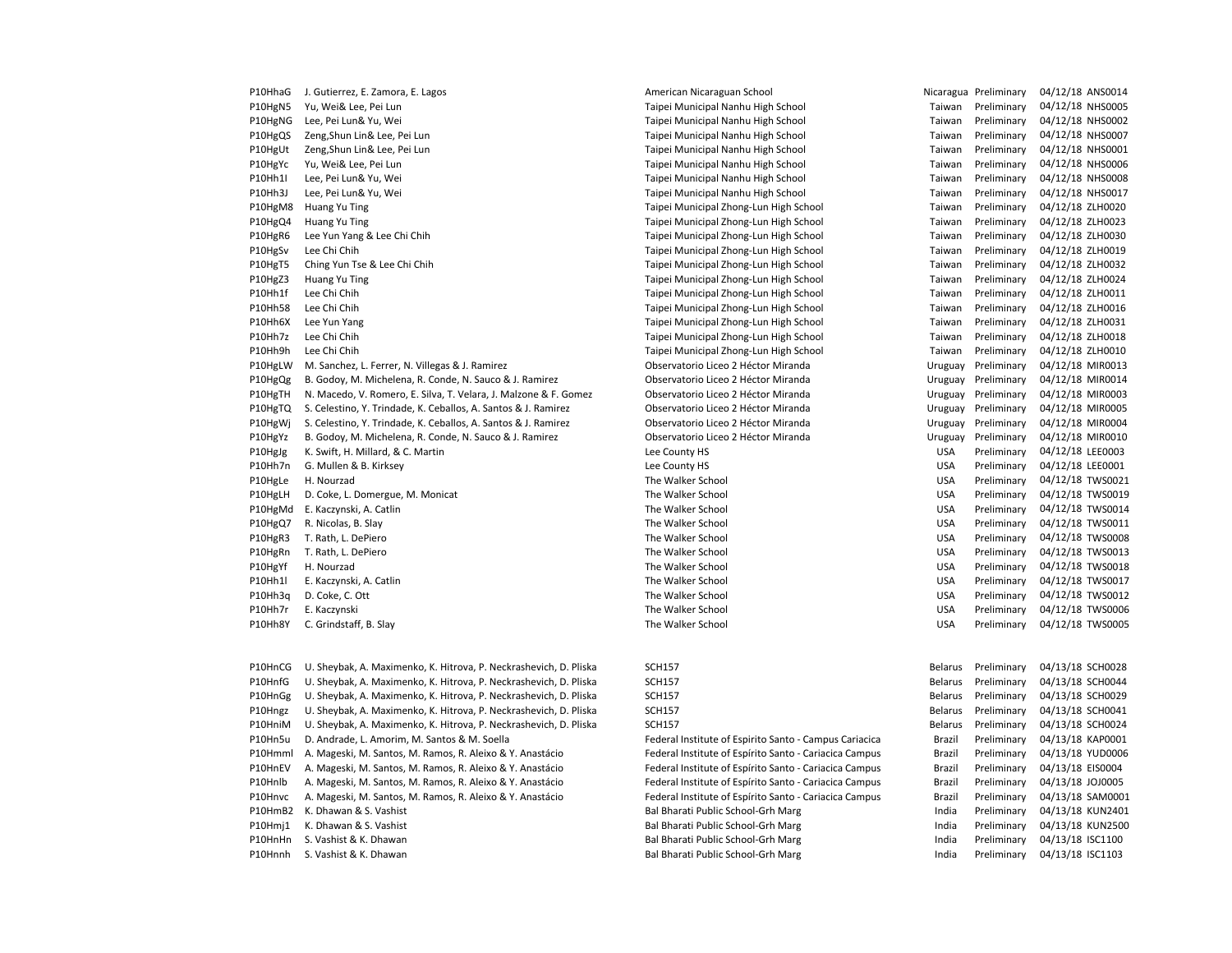| | | | | | | |
|---|---|---|---|---|---|---|
| P10HhaG | J. Gutierrez, E. Zamora, E. Lagos | American Nicaraguan School | Nicaragua | Preliminary | 04/12/18 | ANS0014 |
| P10HgN5 | Yu, Wei& Lee, Pei Lun | Taipei Municipal Nanhu High School | Taiwan | Preliminary | 04/12/18 | NHS0005 |
| P10HgNG | Lee, Pei Lun& Yu, Wei | Taipei Municipal Nanhu High School | Taiwan | Preliminary | 04/12/18 | NHS0002 |
| P10HgQS | Zeng,Shun Lin& Lee, Pei Lun | Taipei Municipal Nanhu High School | Taiwan | Preliminary | 04/12/18 | NHS0007 |
| P10HgUt | Zeng,Shun Lin& Lee, Pei Lun | Taipei Municipal Nanhu High School | Taiwan | Preliminary | 04/12/18 | NHS0001 |
| P10HgYc | Yu, Wei& Lee, Pei Lun | Taipei Municipal Nanhu High School | Taiwan | Preliminary | 04/12/18 | NHS0006 |
| P10Hh1I | Lee, Pei Lun& Yu, Wei | Taipei Municipal Nanhu High School | Taiwan | Preliminary | 04/12/18 | NHS0008 |
| P10Hh3J | Lee, Pei Lun& Yu, Wei | Taipei Municipal Nanhu High School | Taiwan | Preliminary | 04/12/18 | NHS0017 |
| P10HgM8 | Huang Yu Ting | Taipei Municipal Zhong-Lun High School | Taiwan | Preliminary | 04/12/18 | ZLH0020 |
| P10HgQ4 | Huang Yu Ting | Taipei Municipal Zhong-Lun High School | Taiwan | Preliminary | 04/12/18 | ZLH0023 |
| P10HgR6 | Lee Yun Yang & Lee Chi Chih | Taipei Municipal Zhong-Lun High School | Taiwan | Preliminary | 04/12/18 | ZLH0030 |
| P10HgSv | Lee Chi Chih | Taipei Municipal Zhong-Lun High School | Taiwan | Preliminary | 04/12/18 | ZLH0019 |
| P10HgT5 | Ching Yun Tse & Lee Chi Chih | Taipei Municipal Zhong-Lun High School | Taiwan | Preliminary | 04/12/18 | ZLH0032 |
| P10HgZ3 | Huang Yu Ting | Taipei Municipal Zhong-Lun High School | Taiwan | Preliminary | 04/12/18 | ZLH0024 |
| P10Hh1f | Lee Chi Chih | Taipei Municipal Zhong-Lun High School | Taiwan | Preliminary | 04/12/18 | ZLH0011 |
| P10Hh58 | Lee Chi Chih | Taipei Municipal Zhong-Lun High School | Taiwan | Preliminary | 04/12/18 | ZLH0016 |
| P10Hh6X | Lee Yun Yang | Taipei Municipal Zhong-Lun High School | Taiwan | Preliminary | 04/12/18 | ZLH0031 |
| P10Hh7z | Lee Chi Chih | Taipei Municipal Zhong-Lun High School | Taiwan | Preliminary | 04/12/18 | ZLH0018 |
| P10Hh9h | Lee Chi Chih | Taipei Municipal Zhong-Lun High School | Taiwan | Preliminary | 04/12/18 | ZLH0010 |
| P10HgLW | M. Sanchez, L. Ferrer, N. Villegas & J. Ramirez | Observatorio Liceo 2 Héctor Miranda | Uruguay | Preliminary | 04/12/18 | MIR0013 |
| P10HgQg | B. Godoy, M. Michelena, R. Conde, N. Sauco & J. Ramirez | Observatorio Liceo 2 Héctor Miranda | Uruguay | Preliminary | 04/12/18 | MIR0014 |
| P10HgTH | N. Macedo, V. Romero, E. Silva, T. Velara, J. Malzone & F. Gomez | Observatorio Liceo 2 Héctor Miranda | Uruguay | Preliminary | 04/12/18 | MIR0003 |
| P10HgTQ | S. Celestino, Y. Trindade, K. Ceballos, A. Santos & J. Ramirez | Observatorio Liceo 2 Héctor Miranda | Uruguay | Preliminary | 04/12/18 | MIR0005 |
| P10HgWj | S. Celestino, Y. Trindade, K. Ceballos, A. Santos & J. Ramirez | Observatorio Liceo 2 Héctor Miranda | Uruguay | Preliminary | 04/12/18 | MIR0004 |
| P10HgYz | B. Godoy, M. Michelena, R. Conde, N. Sauco & J. Ramirez | Observatorio Liceo 2 Héctor Miranda | Uruguay | Preliminary | 04/12/18 | MIR0010 |
| P10HgJg | K. Swift, H. Millard, & C. Martin | Lee County HS | USA | Preliminary | 04/12/18 | LEE0003 |
| P10Hh7n | G. Mullen & B. Kirksey | Lee County HS | USA | Preliminary | 04/12/18 | LEE0001 |
| P10HgLe | H. Nourzad | The Walker School | USA | Preliminary | 04/12/18 | TWS0021 |
| P10HgLH | D. Coke, L. Domergue, M. Monicat | The Walker School | USA | Preliminary | 04/12/18 | TWS0019 |
| P10HgMd | E. Kaczynski, A. Catlin | The Walker School | USA | Preliminary | 04/12/18 | TWS0014 |
| P10HgQ7 | R. Nicolas, B. Slay | The Walker School | USA | Preliminary | 04/12/18 | TWS0011 |
| P10HgR3 | T. Rath, L. DePiero | The Walker School | USA | Preliminary | 04/12/18 | TWS0008 |
| P10HgRn | T. Rath, L. DePiero | The Walker School | USA | Preliminary | 04/12/18 | TWS0013 |
| P10HgYf | H. Nourzad | The Walker School | USA | Preliminary | 04/12/18 | TWS0018 |
| P10Hh1l | E. Kaczynski, A. Catlin | The Walker School | USA | Preliminary | 04/12/18 | TWS0017 |
| P10Hh3q | D. Coke, C. Ott | The Walker School | USA | Preliminary | 04/12/18 | TWS0012 |
| P10Hh7r | E. Kaczynski | The Walker School | USA | Preliminary | 04/12/18 | TWS0006 |
| P10Hh8Y | C. Grindstaff, B. Slay | The Walker School | USA | Preliminary | 04/12/18 | TWS0005 |
| | | | | | | |
| P10HnCG | U. Sheybak, A. Maximenko, K. Hitrova, P. Neckrashevich, D. Pliska | SCH157 | Belarus | Preliminary | 04/13/18 | SCH0028 |
| P10HnfG | U. Sheybak, A. Maximenko, K. Hitrova, P. Neckrashevich, D. Pliska | SCH157 | Belarus | Preliminary | 04/13/18 | SCH0044 |
| P10HnGg | U. Sheybak, A. Maximenko, K. Hitrova, P. Neckrashevich, D. Pliska | SCH157 | Belarus | Preliminary | 04/13/18 | SCH0029 |
| P10Hngz | U. Sheybak, A. Maximenko, K. Hitrova, P. Neckrashevich, D. Pliska | SCH157 | Belarus | Preliminary | 04/13/18 | SCH0041 |
| P10HniM | U. Sheybak, A. Maximenko, K. Hitrova, P. Neckrashevich, D. Pliska | SCH157 | Belarus | Preliminary | 04/13/18 | SCH0024 |
| P10Hn5u | D. Andrade, L. Amorim, M. Santos & M. Soella | Federal Institute of Espirito Santo - Campus Cariacica | Brazil | Preliminary | 04/13/18 | KAP0001 |
| P10Hmml | A. Mageski, M. Santos, M. Ramos, R. Aleixo & Y. Anastácio | Federal Institute of Espírito Santo - Cariacica Campus | Brazil | Preliminary | 04/13/18 | YUD0006 |
| P10HnEV | A. Mageski, M. Santos, M. Ramos, R. Aleixo & Y. Anastácio | Federal Institute of Espírito Santo - Cariacica Campus | Brazil | Preliminary | 04/13/18 | EIS0004 |
| P10Hnlb | A. Mageski, M. Santos, M. Ramos, R. Aleixo & Y. Anastácio | Federal Institute of Espírito Santo - Cariacica Campus | Brazil | Preliminary | 04/13/18 | JOJ0005 |
| P10Hnvc | A. Mageski, M. Santos, M. Ramos, R. Aleixo & Y. Anastácio | Federal Institute of Espírito Santo - Cariacica Campus | Brazil | Preliminary | 04/13/18 | SAM0001 |
| P10HmB2 | K. Dhawan & S. Vashist | Bal Bharati Public School-Grh Marg | India | Preliminary | 04/13/18 | KUN2401 |
| P10Hmj1 | K. Dhawan & S. Vashist | Bal Bharati Public School-Grh Marg | India | Preliminary | 04/13/18 | KUN2500 |
| P10HnHn | S. Vashist & K. Dhawan | Bal Bharati Public School-Grh Marg | India | Preliminary | 04/13/18 | ISC1100 |
| P10Hnnh | S. Vashist & K. Dhawan | Bal Bharati Public School-Grh Marg | India | Preliminary | 04/13/18 | ISC1103 |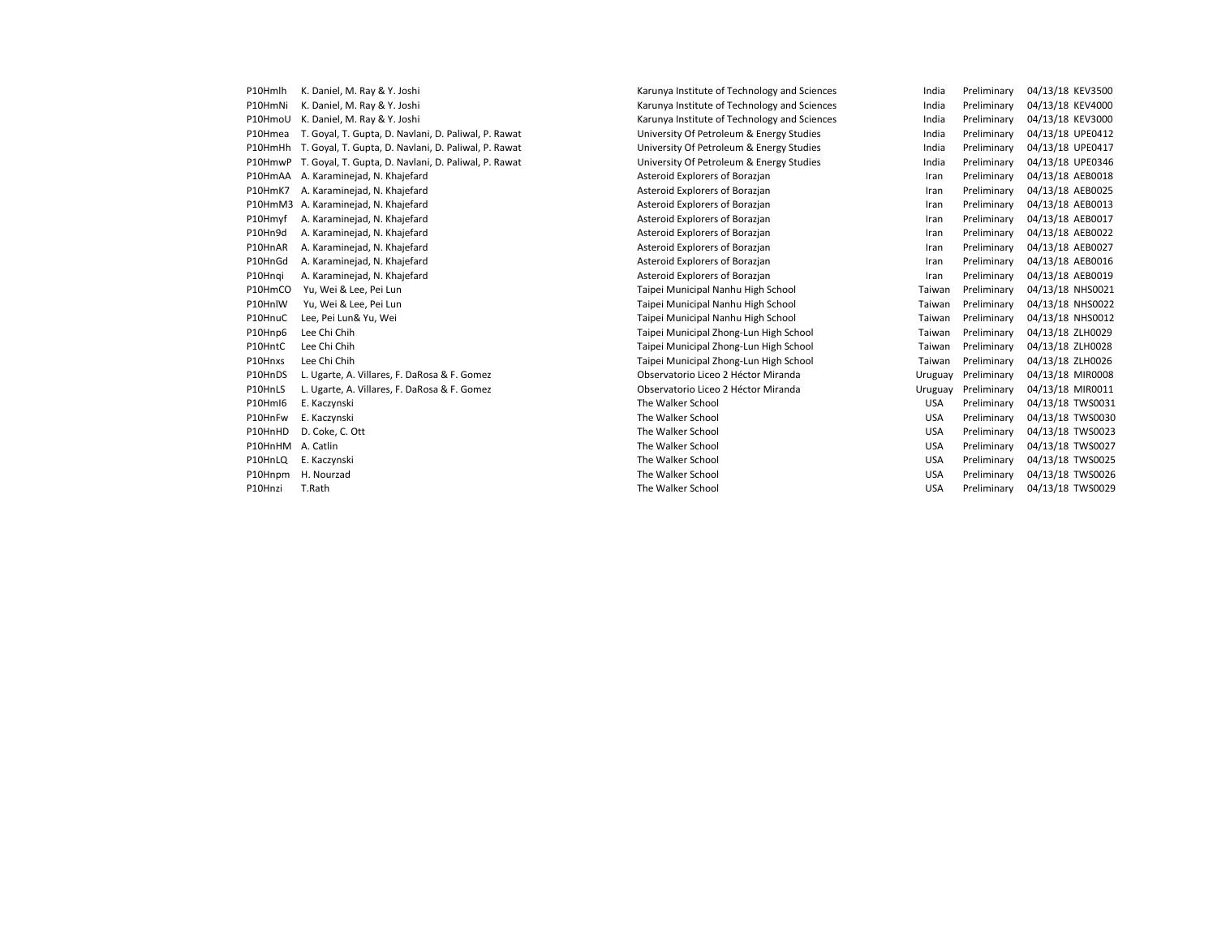| | | | | | | |
|---|---|---|---|---|---|---|
| P10Hmlh | K. Daniel, M. Ray & Y. Joshi | Karunya Institute of Technology and Sciences | India | Preliminary | 04/13/18 | KEV3500 |
| P10HmNi | K. Daniel, M. Ray & Y. Joshi | Karunya Institute of Technology and Sciences | India | Preliminary | 04/13/18 | KEV4000 |
| P10HmoU | K. Daniel, M. Ray & Y. Joshi | Karunya Institute of Technology and Sciences | India | Preliminary | 04/13/18 | KEV3000 |
| P10Hmea | T. Goyal, T. Gupta, D. Navlani, D. Paliwal, P. Rawat | University Of Petroleum & Energy Studies | India | Preliminary | 04/13/18 | UPE0412 |
| P10HmHh | T. Goyal, T. Gupta, D. Navlani, D. Paliwal, P. Rawat | University Of Petroleum & Energy Studies | India | Preliminary | 04/13/18 | UPE0417 |
| P10HmwP | T. Goyal, T. Gupta, D. Navlani, D. Paliwal, P. Rawat | University Of Petroleum & Energy Studies | India | Preliminary | 04/13/18 | UPE0346 |
| P10HmAA | A. Karaminejad, N. Khajefard | Asteroid Explorers of Borazjan | Iran | Preliminary | 04/13/18 | AEB0018 |
| P10HmK7 | A. Karaminejad, N. Khajefard | Asteroid Explorers of Borazjan | Iran | Preliminary | 04/13/18 | AEB0025 |
| P10HmM3 | A. Karaminejad, N. Khajefard | Asteroid Explorers of Borazjan | Iran | Preliminary | 04/13/18 | AEB0013 |
| P10Hmyf | A. Karaminejad, N. Khajefard | Asteroid Explorers of Borazjan | Iran | Preliminary | 04/13/18 | AEB0017 |
| P10Hn9d | A. Karaminejad, N. Khajefard | Asteroid Explorers of Borazjan | Iran | Preliminary | 04/13/18 | AEB0022 |
| P10HnAR | A. Karaminejad, N. Khajefard | Asteroid Explorers of Borazjan | Iran | Preliminary | 04/13/18 | AEB0027 |
| P10HnGd | A. Karaminejad, N. Khajefard | Asteroid Explorers of Borazjan | Iran | Preliminary | 04/13/18 | AEB0016 |
| P10Hnqi | A. Karaminejad, N. Khajefard | Asteroid Explorers of Borazjan | Iran | Preliminary | 04/13/18 | AEB0019 |
| P10HmCO | Yu, Wei & Lee, Pei Lun | Taipei Municipal Nanhu High School | Taiwan | Preliminary | 04/13/18 | NHS0021 |
| P10HnlW | Yu, Wei & Lee, Pei Lun | Taipei Municipal Nanhu High School | Taiwan | Preliminary | 04/13/18 | NHS0022 |
| P10HnuC | Lee, Pei Lun& Yu, Wei | Taipei Municipal Nanhu High School | Taiwan | Preliminary | 04/13/18 | NHS0012 |
| P10Hnp6 | Lee Chi Chih | Taipei Municipal Zhong-Lun High School | Taiwan | Preliminary | 04/13/18 | ZLH0029 |
| P10HntC | Lee Chi Chih | Taipei Municipal Zhong-Lun High School | Taiwan | Preliminary | 04/13/18 | ZLH0028 |
| P10Hnxs | Lee Chi Chih | Taipei Municipal Zhong-Lun High School | Taiwan | Preliminary | 04/13/18 | ZLH0026 |
| P10HnDS | L. Ugarte, A. Villares, F. DaRosa & F. Gomez | Observatorio Liceo 2 Héctor Miranda | Uruguay | Preliminary | 04/13/18 | MIR0008 |
| P10HnLS | L. Ugarte, A. Villares, F. DaRosa & F. Gomez | Observatorio Liceo 2 Héctor Miranda | Uruguay | Preliminary | 04/13/18 | MIR0011 |
| P10Hml6 | E. Kaczynski | The Walker School | USA | Preliminary | 04/13/18 | TWS0031 |
| P10HnFw | E. Kaczynski | The Walker School | USA | Preliminary | 04/13/18 | TWS0030 |
| P10HnHD | D. Coke, C. Ott | The Walker School | USA | Preliminary | 04/13/18 | TWS0023 |
| P10HnHM | A. Catlin | The Walker School | USA | Preliminary | 04/13/18 | TWS0027 |
| P10HnLQ | E. Kaczynski | The Walker School | USA | Preliminary | 04/13/18 | TWS0025 |
| P10Hnpm | H. Nourzad | The Walker School | USA | Preliminary | 04/13/18 | TWS0026 |
| P10Hnzi | T.Rath | The Walker School | USA | Preliminary | 04/13/18 | TWS0029 |